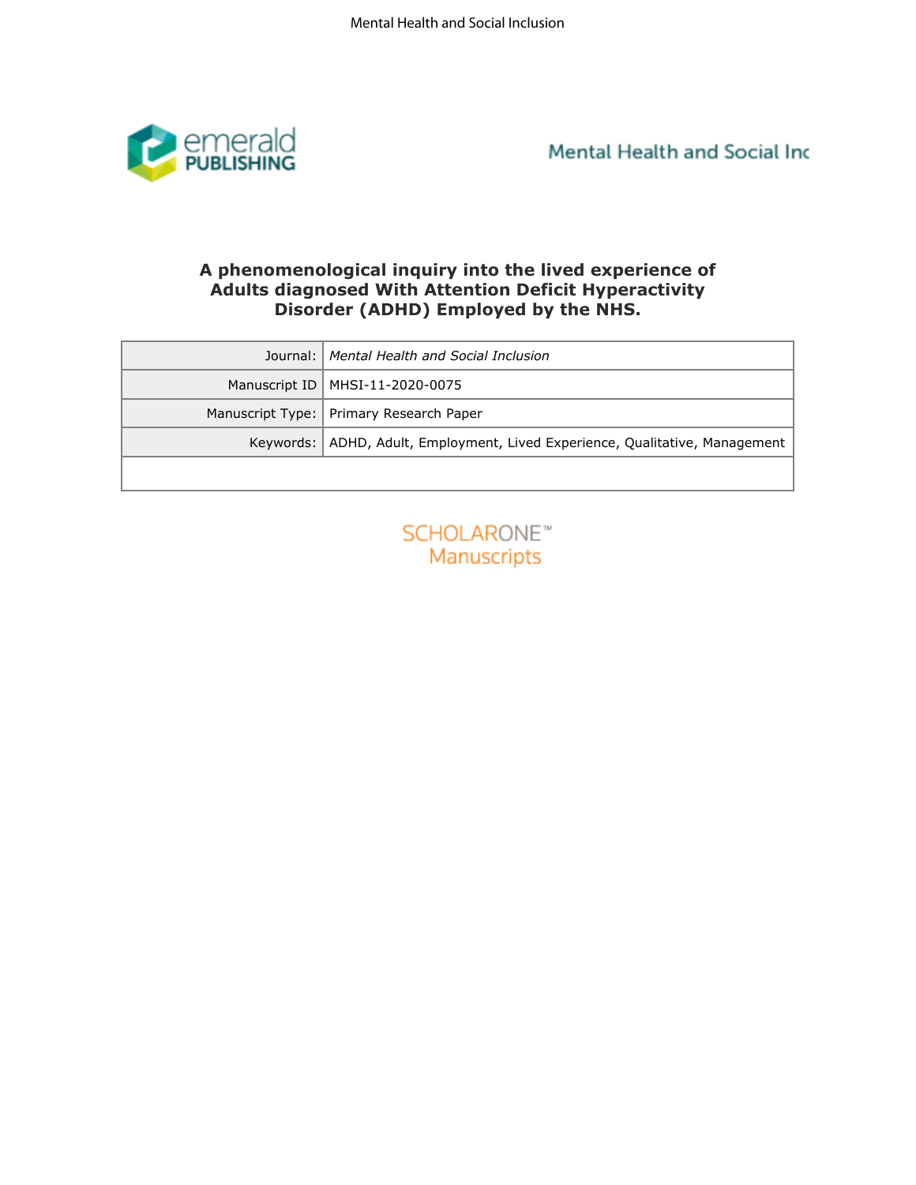# A phenomenological inquiry into the lived experience of Adults diagnosed With Attention Deficit Hyperactivity Disorder (ADHD) Employed by the NHS.

| | |
|---|---|
| Journal: | *Mental Health and Social Inclusion* |
| Manuscript ID | MHSI-11-2020-0075 |
| Manuscript Type: | Primary Research Paper |
| Keywords: | ADHD, Adult, Employment, Lived Experience, Qualitative, Management |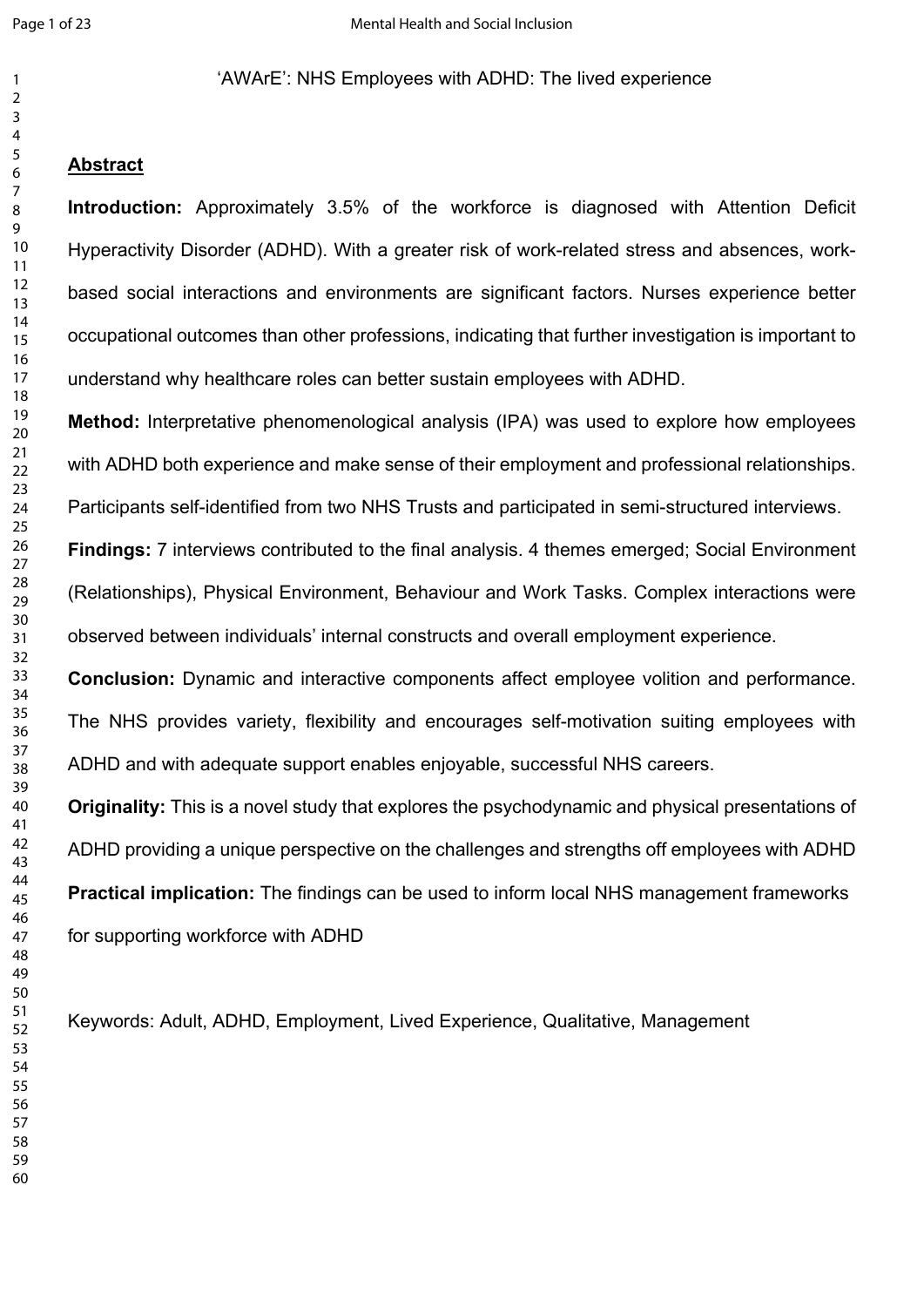'AWArE': NHS Employees with ADHD: The lived experience

## Abstract

**Introduction:** Approximately 3.5% of the workforce is diagnosed with Attention Deficit Hyperactivity Disorder (ADHD). With a greater risk of work-related stress and absences, work-based social interactions and environments are significant factors. Nurses experience better occupational outcomes than other professions, indicating that further investigation is important to understand why healthcare roles can better sustain employees with ADHD.

**Method:** Interpretative phenomenological analysis (IPA) was used to explore how employees with ADHD both experience and make sense of their employment and professional relationships. Participants self-identified from two NHS Trusts and participated in semi-structured interviews.

**Findings:** 7 interviews contributed to the final analysis. 4 themes emerged; Social Environment (Relationships), Physical Environment, Behaviour and Work Tasks. Complex interactions were observed between individuals' internal constructs and overall employment experience.

**Conclusion:** Dynamic and interactive components affect employee volition and performance. The NHS provides variety, flexibility and encourages self-motivation suiting employees with ADHD and with adequate support enables enjoyable, successful NHS careers.

**Originality:** This is a novel study that explores the psychodynamic and physical presentations of ADHD providing a unique perspective on the challenges and strengths off employees with ADHD

**Practical implication:** The findings can be used to inform local NHS management frameworks for supporting workforce with ADHD

Keywords: Adult, ADHD, Employment, Lived Experience, Qualitative, Management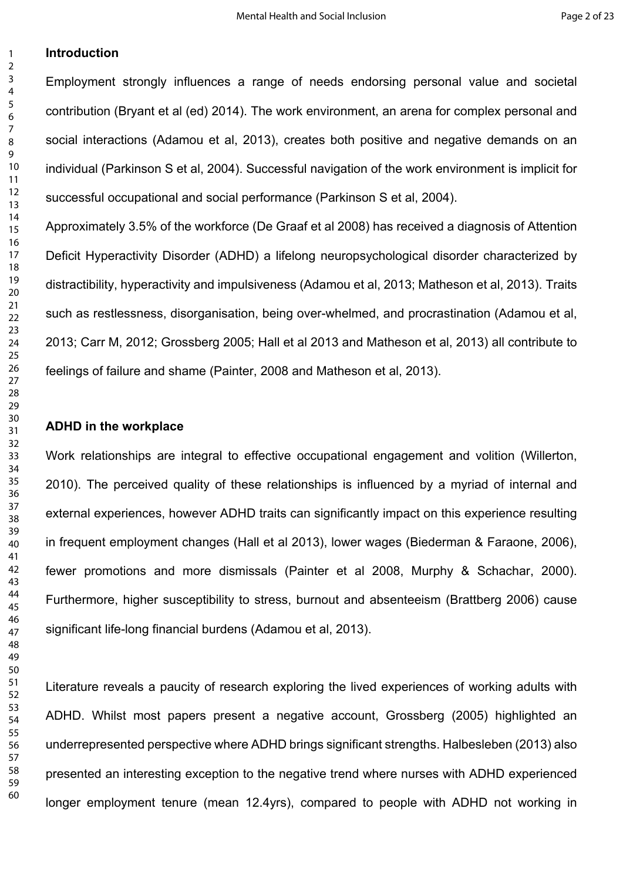## Introduction

Employment strongly influences a range of needs endorsing personal value and societal contribution (Bryant et al (ed) 2014). The work environment, an arena for complex personal and social interactions (Adamou et al, 2013), creates both positive and negative demands on an individual (Parkinson S et al, 2004). Successful navigation of the work environment is implicit for successful occupational and social performance (Parkinson S et al, 2004).

Approximately 3.5% of the workforce (De Graaf et al 2008) has received a diagnosis of Attention Deficit Hyperactivity Disorder (ADHD) a lifelong neuropsychological disorder characterized by distractibility, hyperactivity and impulsiveness (Adamou et al, 2013; Matheson et al, 2013). Traits such as restlessness, disorganisation, being over-whelmed, and procrastination (Adamou et al, 2013; Carr M, 2012; Grossberg 2005; Hall et al 2013 and Matheson et al, 2013) all contribute to feelings of failure and shame (Painter, 2008 and Matheson et al, 2013).

## ADHD in the workplace

Work relationships are integral to effective occupational engagement and volition (Willerton, 2010). The perceived quality of these relationships is influenced by a myriad of internal and external experiences, however ADHD traits can significantly impact on this experience resulting in frequent employment changes (Hall et al 2013), lower wages (Biederman & Faraone, 2006), fewer promotions and more dismissals (Painter et al 2008, Murphy & Schachar, 2000). Furthermore, higher susceptibility to stress, burnout and absenteeism (Brattberg 2006) cause significant life-long financial burdens (Adamou et al, 2013).

Literature reveals a paucity of research exploring the lived experiences of working adults with ADHD. Whilst most papers present a negative account, Grossberg (2005) highlighted an underrepresented perspective where ADHD brings significant strengths. Halbesleben (2013) also presented an interesting exception to the negative trend where nurses with ADHD experienced longer employment tenure (mean 12.4yrs), compared to people with ADHD not working in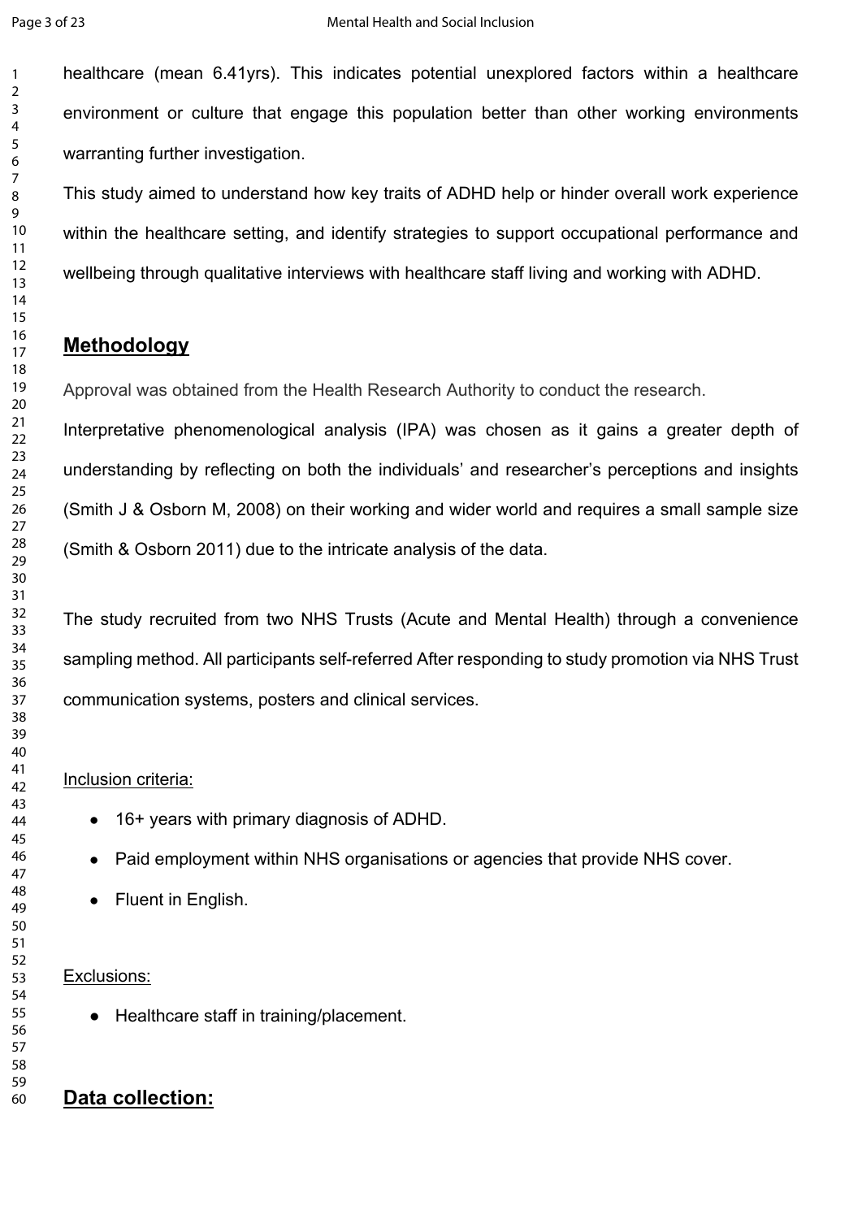healthcare (mean 6.41yrs). This indicates potential unexplored factors within a healthcare environment or culture that engage this population better than other working environments warranting further investigation.

This study aimed to understand how key traits of ADHD help or hinder overall work experience within the healthcare setting, and identify strategies to support occupational performance and wellbeing through qualitative interviews with healthcare staff living and working with ADHD.

## Methodology

Approval was obtained from the Health Research Authority to conduct the research.

Interpretative phenomenological analysis (IPA) was chosen as it gains a greater depth of understanding by reflecting on both the individuals' and researcher's perceptions and insights (Smith J & Osborn M, 2008) on their working and wider world and requires a small sample size (Smith & Osborn 2011) due to the intricate analysis of the data.

The study recruited from two NHS Trusts (Acute and Mental Health) through a convenience sampling method. All participants self-referred After responding to study promotion via NHS Trust communication systems, posters and clinical services.

Inclusion criteria:

- 16+ years with primary diagnosis of ADHD.
- Paid employment within NHS organisations or agencies that provide NHS cover.
- Fluent in English.

Exclusions:

- Healthcare staff in training/placement.

## Data collection: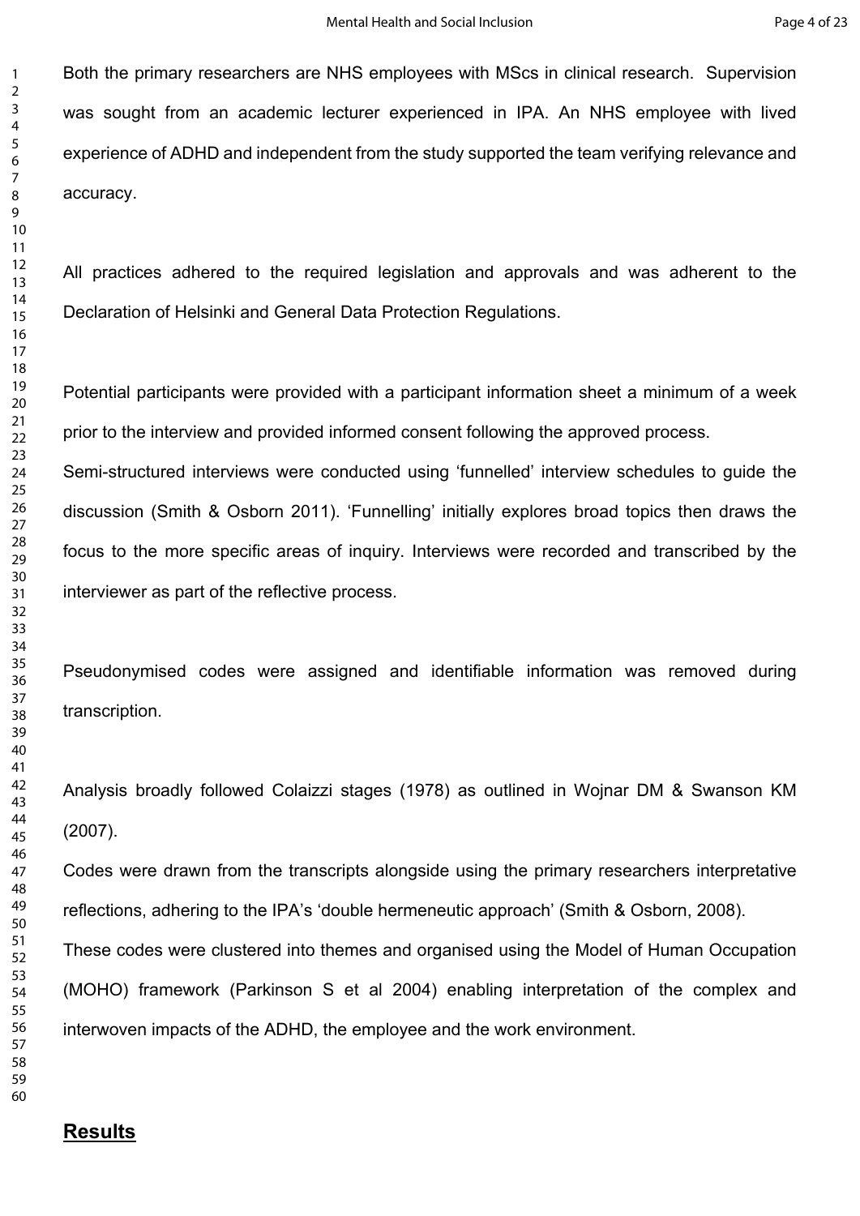Both the primary researchers are NHS employees with MScs in clinical research. Supervision was sought from an academic lecturer experienced in IPA. An NHS employee with lived experience of ADHD and independent from the study supported the team verifying relevance and accuracy.

All practices adhered to the required legislation and approvals and was adherent to the Declaration of Helsinki and General Data Protection Regulations.

Potential participants were provided with a participant information sheet a minimum of a week prior to the interview and provided informed consent following the approved process.

Semi-structured interviews were conducted using 'funnelled' interview schedules to guide the discussion (Smith & Osborn 2011). 'Funnelling' initially explores broad topics then draws the focus to the more specific areas of inquiry. Interviews were recorded and transcribed by the interviewer as part of the reflective process.

Pseudonymised codes were assigned and identifiable information was removed during transcription.

Analysis broadly followed Colaizzi stages (1978) as outlined in Wojnar DM & Swanson KM (2007).

Codes were drawn from the transcripts alongside using the primary researchers interpretative reflections, adhering to the IPA's 'double hermeneutic approach' (Smith & Osborn, 2008).

These codes were clustered into themes and organised using the Model of Human Occupation (MOHO) framework (Parkinson S et al 2004) enabling interpretation of the complex and interwoven impacts of the ADHD, the employee and the work environment.

## Results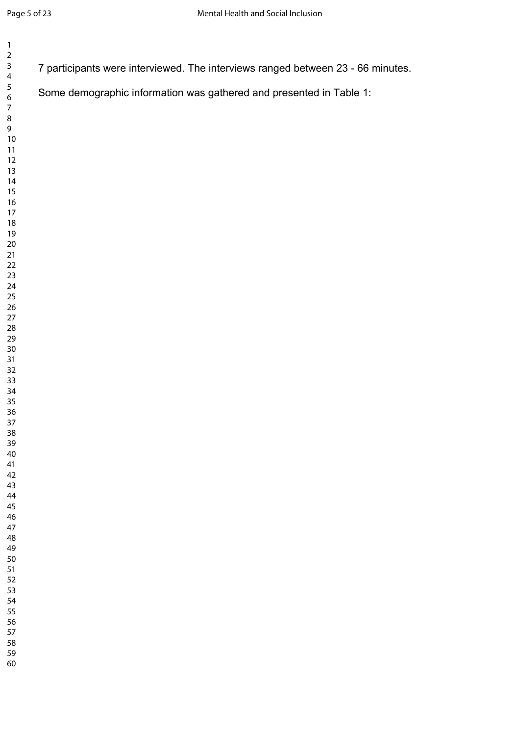7 participants were interviewed. The interviews ranged between 23 - 66 minutes.

Some demographic information was gathered and presented in Table 1: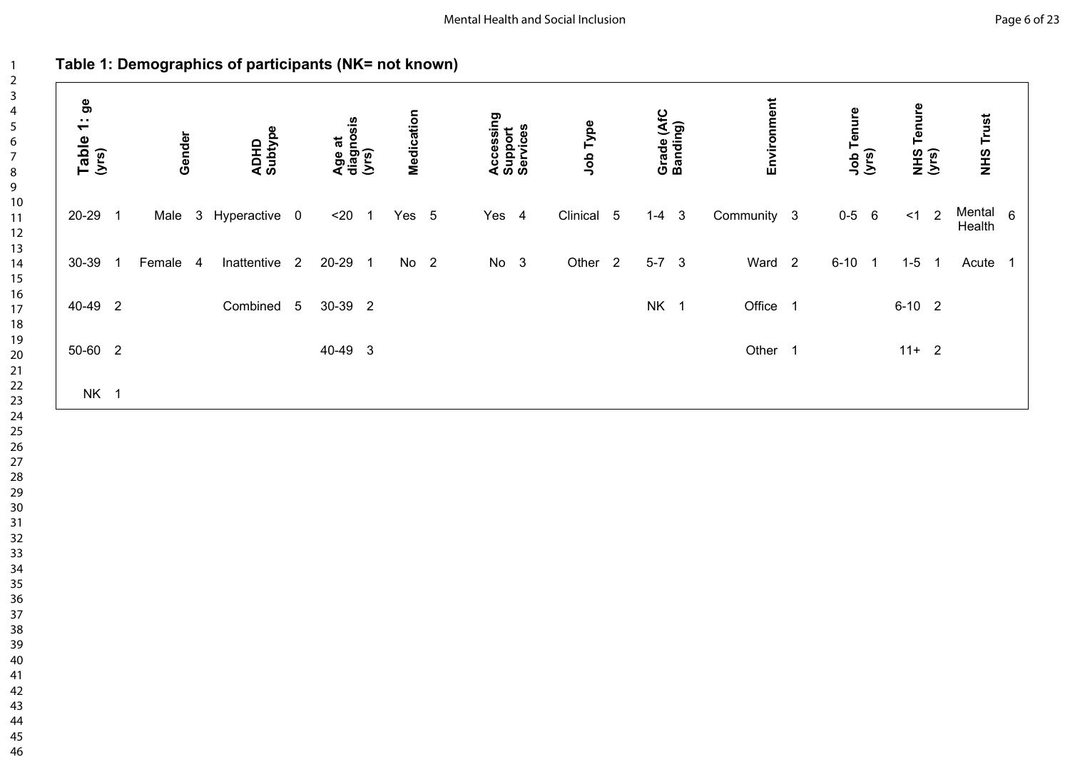**Table 1: Demographics of participants (NK= not known)**

| Table 1: ge (yrs) | | Gender | | ADHD Subtype | | Age at diagnosis (yrs) | | Medication | | Accessing Support Services | | Job Type | | Grade (AfC Banding) | | Environment | | Job Tenure (yrs) | | NHS Tenure (yrs) | | NHS Trust | |
|---|---|---|---|---|---|---|---|---|---|---|---|---|---|---|---|---|---|---|---|---|---|---|---|
| 20-29 | 1 | Male | 3 | Hyperactive | 0 | <20 | 1 | Yes | 5 | Yes | 4 | Clinical | 5 | 1-4 | 3 | Community | 3 | 0-5 | 6 | <1 | 2 | Mental Health | 6 |
| 30-39 | 1 | Female | 4 | Inattentive | 2 | 20-29 | 1 | No | 2 | No | 3 | Other | 2 | 5-7 | 3 | Ward | 2 | 6-10 | 1 | 1-5 | 1 | Acute | 1 |
| 40-49 | 2 | | | Combined | 5 | 30-39 | 2 | | | | | | | NK | 1 | Office | 1 | | | 6-10 | 2 | | |
| 50-60 | 2 | | | | | 40-49 | 3 | | | | | | | | | Other | 1 | | | 11+ | 2 | | |
| NK | 1 | | | | | | | | | | | | | | | | | | | | | | |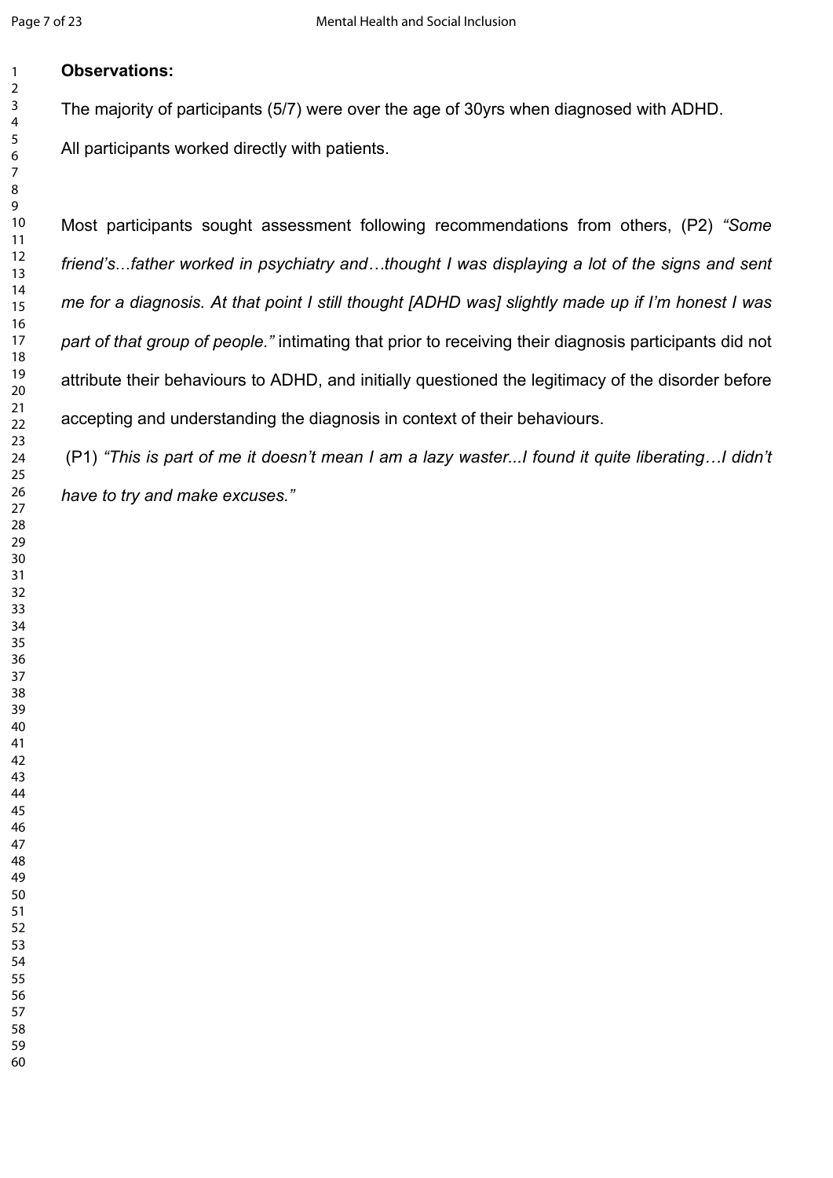**Observations:**

The majority of participants (5/7) were over the age of 30yrs when diagnosed with ADHD.

All participants worked directly with patients.

Most participants sought assessment following recommendations from others, (P2) *"Some friend's…father worked in psychiatry and…thought I was displaying a lot of the signs and sent me for a diagnosis. At that point I still thought [ADHD was] slightly made up if I'm honest I was part of that group of people."* intimating that prior to receiving their diagnosis participants did not attribute their behaviours to ADHD, and initially questioned the legitimacy of the disorder before accepting and understanding the diagnosis in context of their behaviours.

(P1) *"This is part of me it doesn't mean I am a lazy waster...I found it quite liberating…I didn't have to try and make excuses."*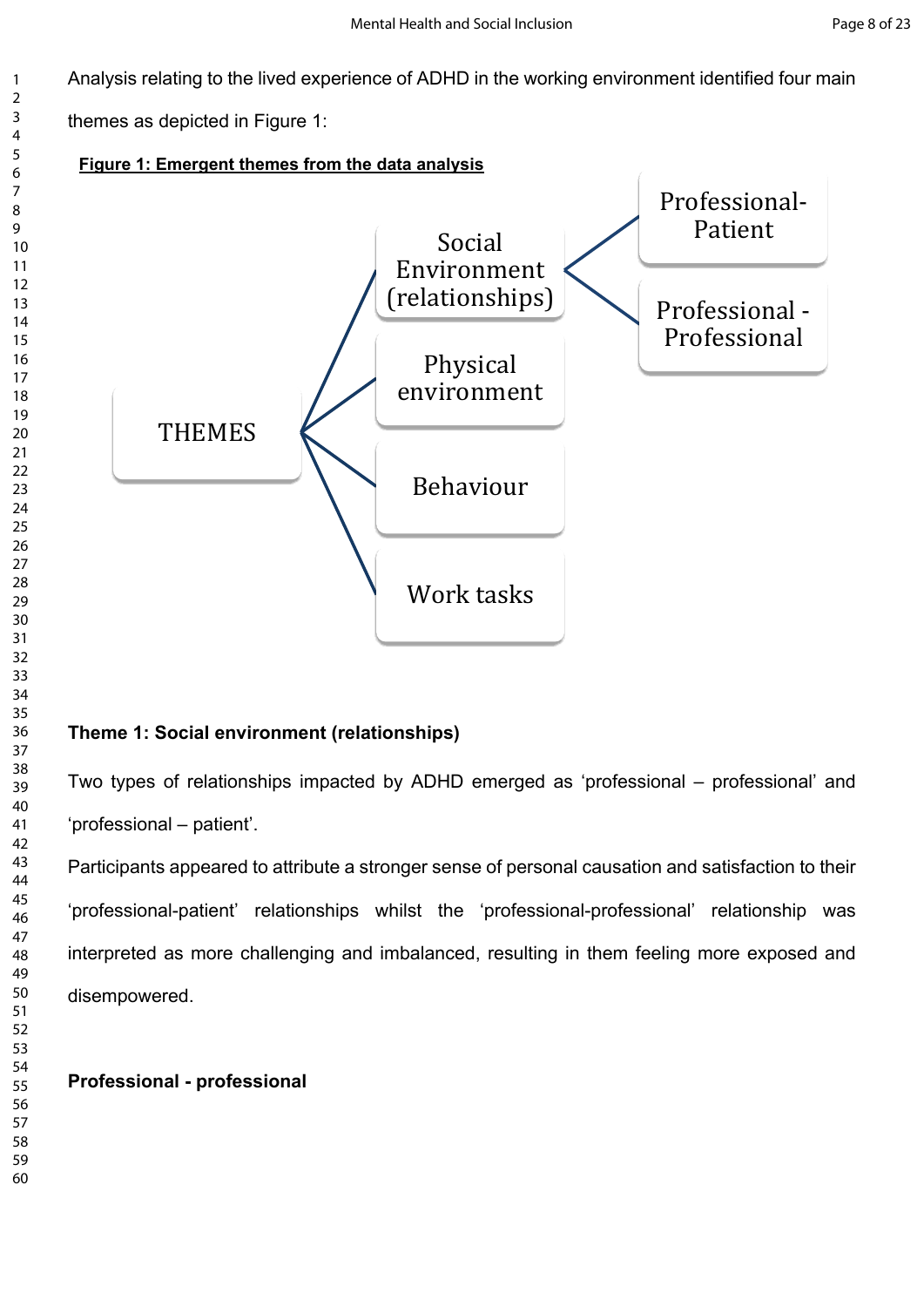Analysis relating to the lived experience of ADHD in the working environment identified four main themes as depicted in Figure 1:

**Figure 1: Emergent themes from the data analysis**

- THEMES
  - Social Environment (relationships)
    - Professional-Patient
    - Professional - Professional
  - Physical environment
  - Behaviour
  - Work tasks

**Theme 1: Social environment (relationships)**

Two types of relationships impacted by ADHD emerged as 'professional – professional' and 'professional – patient'.

Participants appeared to attribute a stronger sense of personal causation and satisfaction to their 'professional-patient' relationships whilst the 'professional-professional' relationship was interpreted as more challenging and imbalanced, resulting in them feeling more exposed and disempowered.

**Professional - professional**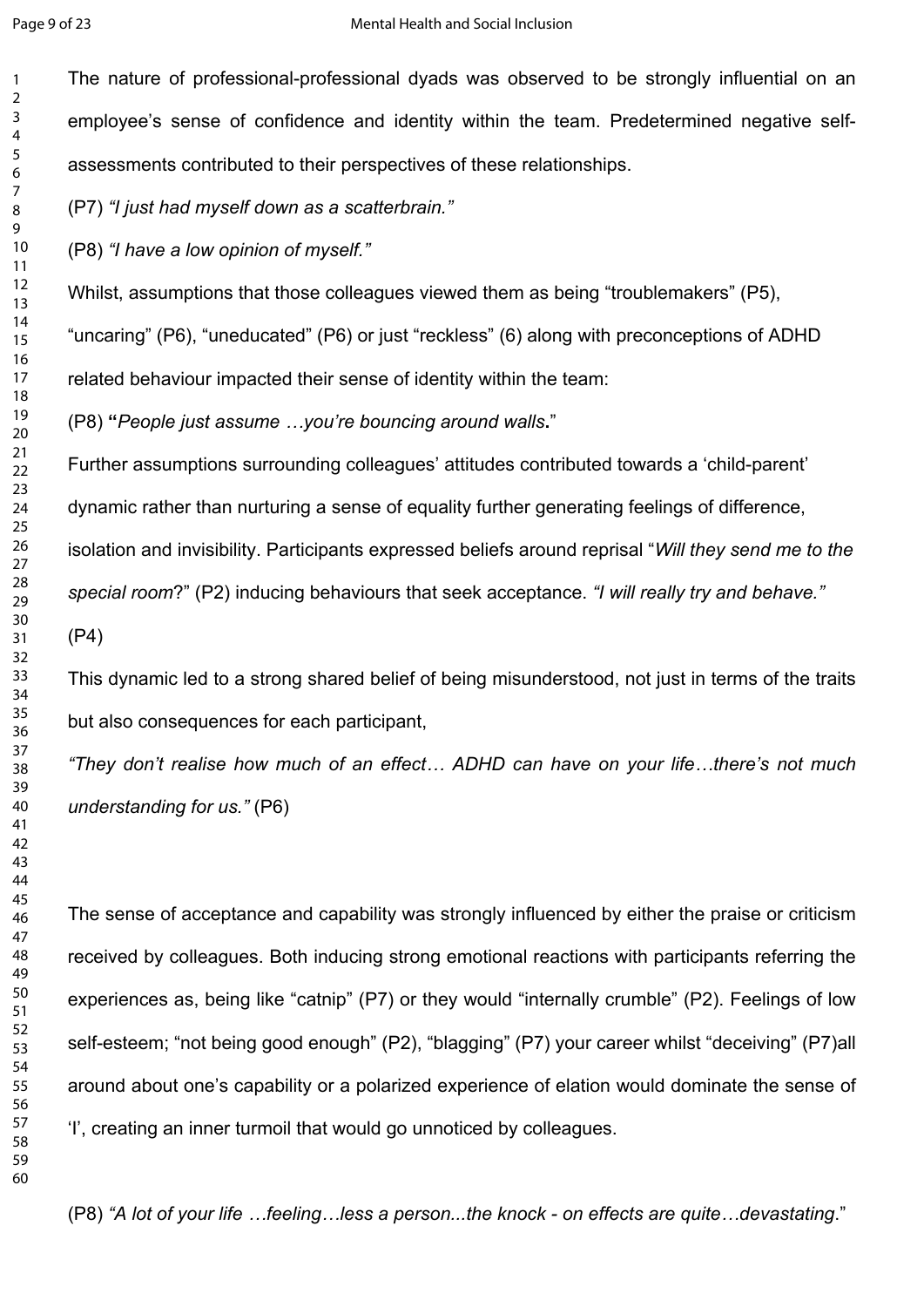The nature of professional-professional dyads was observed to be strongly influential on an employee's sense of confidence and identity within the team. Predetermined negative self-assessments contributed to their perspectives of these relationships.

(P7) *"I just had myself down as a scatterbrain."*

(P8) *"I have a low opinion of myself."*

Whilst, assumptions that those colleagues viewed them as being "troublemakers" (P5), "uncaring" (P6), "uneducated" (P6) or just "reckless" (6) along with preconceptions of ADHD related behaviour impacted their sense of identity within the team:

(P8) ***"****People just assume …you're bouncing around walls****.***"

Further assumptions surrounding colleagues' attitudes contributed towards a 'child-parent' dynamic rather than nurturing a sense of equality further generating feelings of difference, isolation and invisibility. Participants expressed beliefs around reprisal "*Will they send me to the special room*?" (P2) inducing behaviours that seek acceptance. *"I will really try and behave."* (P4)

This dynamic led to a strong shared belief of being misunderstood, not just in terms of the traits but also consequences for each participant,

*"They don't realise how much of an effect… ADHD can have on your life…there's not much understanding for us."* (P6)

The sense of acceptance and capability was strongly influenced by either the praise or criticism received by colleagues. Both inducing strong emotional reactions with participants referring the experiences as, being like "catnip" (P7) or they would "internally crumble" (P2). Feelings of low self-esteem; "not being good enough" (P2), "blagging" (P7) your career whilst "deceiving" (P7)all around about one's capability or a polarized experience of elation would dominate the sense of 'I', creating an inner turmoil that would go unnoticed by colleagues.

(P8) *"A lot of your life …feeling…less a person...the knock - on effects are quite…devastating*."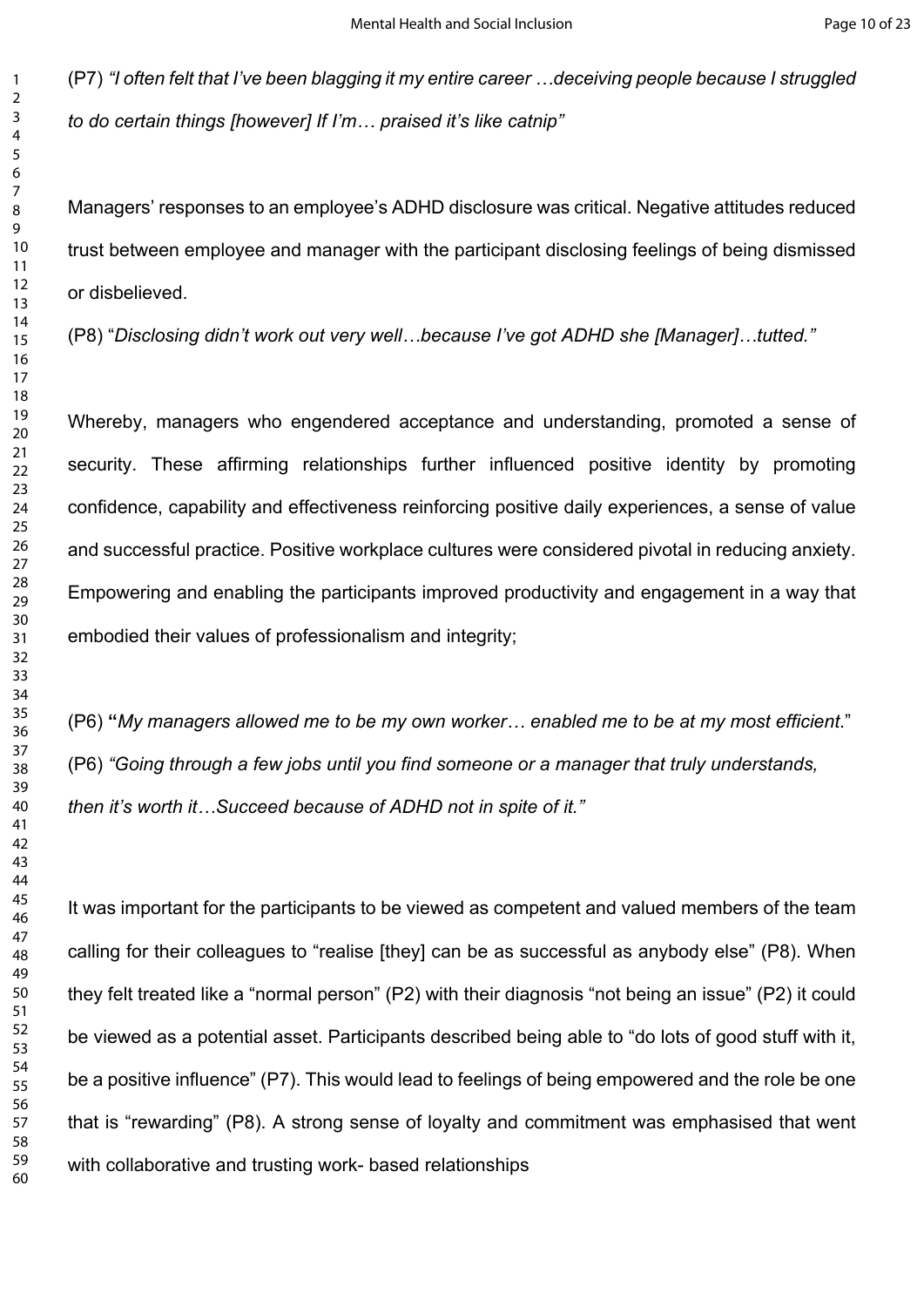(P7) *"I often felt that I've been blagging it my entire career …deceiving people because I struggled to do certain things [however] If I'm… praised it's like catnip"*

Managers' responses to an employee's ADHD disclosure was critical. Negative attitudes reduced trust between employee and manager with the participant disclosing feelings of being dismissed or disbelieved.

(P8) "*Disclosing didn't work out very well…because I've got ADHD she [Manager]…tutted."*

Whereby, managers who engendered acceptance and understanding, promoted a sense of security. These affirming relationships further influenced positive identity by promoting confidence, capability and effectiveness reinforcing positive daily experiences, a sense of value and successful practice. Positive workplace cultures were considered pivotal in reducing anxiety. Empowering and enabling the participants improved productivity and engagement in a way that embodied their values of professionalism and integrity;

(P6) **"***My managers allowed me to be my own worker… enabled me to be at my most efficient*."

(P6) *"Going through a few jobs until you find someone or a manager that truly understands, then it's worth it…Succeed because of ADHD not in spite of it."*

It was important for the participants to be viewed as competent and valued members of the team calling for their colleagues to "realise [they] can be as successful as anybody else" (P8). When they felt treated like a "normal person" (P2) with their diagnosis "not being an issue" (P2) it could be viewed as a potential asset. Participants described being able to "do lots of good stuff with it, be a positive influence" (P7). This would lead to feelings of being empowered and the role be one that is "rewarding" (P8). A strong sense of loyalty and commitment was emphasised that went with collaborative and trusting work- based relationships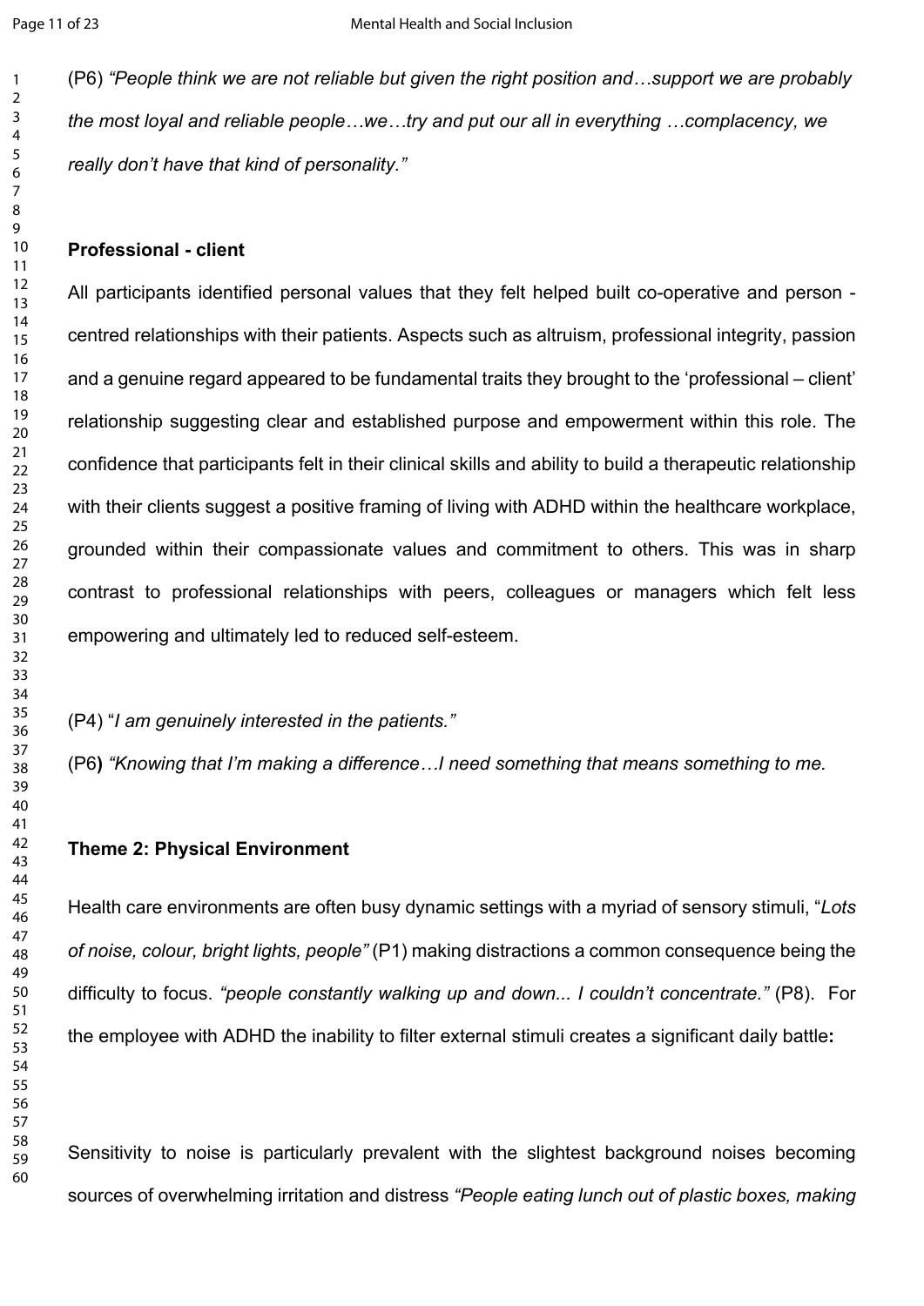(P6) *"People think we are not reliable but given the right position and…support we are probably the most loyal and reliable people…we…try and put our all in everything …complacency, we really don't have that kind of personality."*

**Professional - client**

All participants identified personal values that they felt helped built co-operative and person - centred relationships with their patients. Aspects such as altruism, professional integrity, passion and a genuine regard appeared to be fundamental traits they brought to the 'professional – client' relationship suggesting clear and established purpose and empowerment within this role. The confidence that participants felt in their clinical skills and ability to build a therapeutic relationship with their clients suggest a positive framing of living with ADHD within the healthcare workplace, grounded within their compassionate values and commitment to others. This was in sharp contrast to professional relationships with peers, colleagues or managers which felt less empowering and ultimately led to reduced self-esteem.

(P4) "*I am genuinely interested in the patients."*

(P6**)** *"Knowing that I'm making a difference…I need something that means something to me.*

**Theme 2: Physical Environment**

Health care environments are often busy dynamic settings with a myriad of sensory stimuli, "*Lots of noise, colour, bright lights, people"* (P1) making distractions a common consequence being the difficulty to focus. *"people constantly walking up and down... I couldn't concentrate."* (P8). For the employee with ADHD the inability to filter external stimuli creates a significant daily battle**:**

Sensitivity to noise is particularly prevalent with the slightest background noises becoming sources of overwhelming irritation and distress *"People eating lunch out of plastic boxes, making*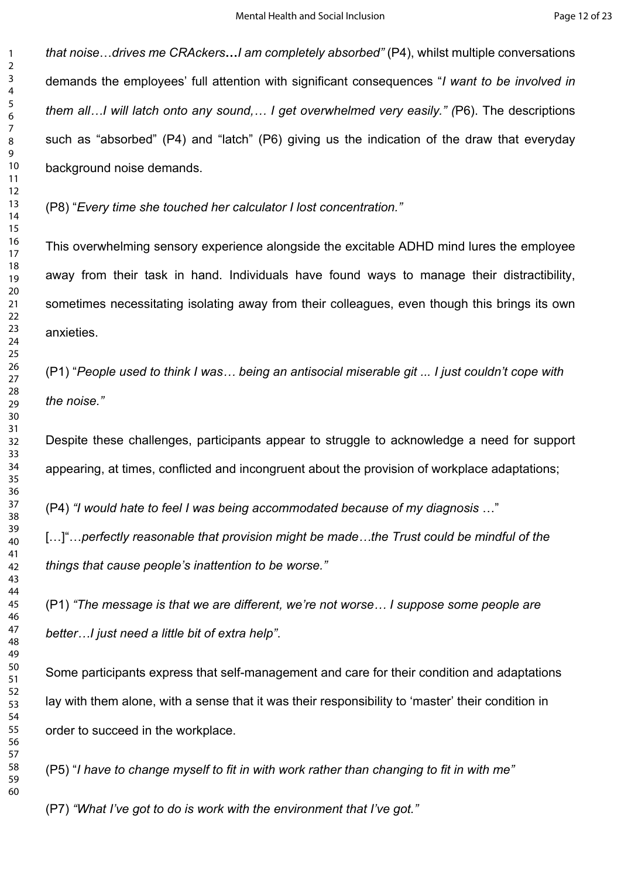*that noise…drives me CRAckers…I am completely absorbed"* (P4), whilst multiple conversations demands the employees' full attention with significant consequences "*I want to be involved in them all…I will latch onto any sound,… I get overwhelmed very easily." (*P6). The descriptions such as "absorbed" (P4) and "latch" (P6) giving us the indication of the draw that everyday background noise demands.

(P8) "*Every time she touched her calculator I lost concentration."*

This overwhelming sensory experience alongside the excitable ADHD mind lures the employee away from their task in hand. Individuals have found ways to manage their distractibility, sometimes necessitating isolating away from their colleagues, even though this brings its own anxieties.

(P1) "*People used to think I was… being an antisocial miserable git ... I just couldn't cope with the noise."*

Despite these challenges, participants appear to struggle to acknowledge a need for support appearing, at times, conflicted and incongruent about the provision of workplace adaptations;

(P4) *"I would hate to feel I was being accommodated because of my diagnosis …"*

[…]"…*perfectly reasonable that provision might be made…the Trust could be mindful of the things that cause people's inattention to be worse."*

(P1) *"The message is that we are different, we're not worse… I suppose some people are better…I just need a little bit of extra help"*.

Some participants express that self-management and care for their condition and adaptations lay with them alone, with a sense that it was their responsibility to 'master' their condition in order to succeed in the workplace.

(P5) "*I have to change myself to fit in with work rather than changing to fit in with me"*

(P7) *"What I've got to do is work with the environment that I've got."*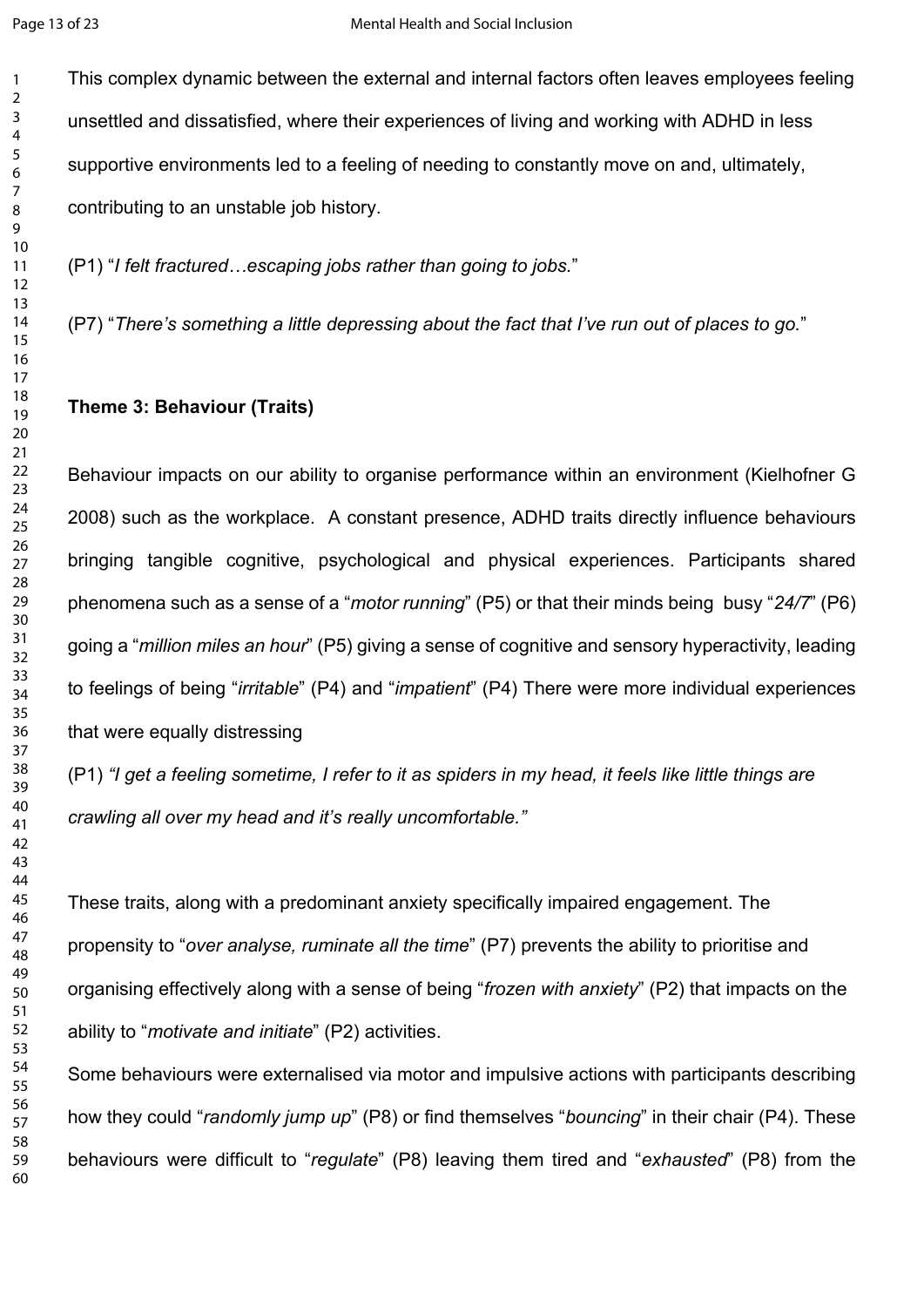This complex dynamic between the external and internal factors often leaves employees feeling unsettled and dissatisfied, where their experiences of living and working with ADHD in less supportive environments led to a feeling of needing to constantly move on and, ultimately, contributing to an unstable job history.

(P1) "*I felt fractured…escaping jobs rather than going to jobs.*"

(P7) "*There's something a little depressing about the fact that I've run out of places to go.*"

**Theme 3: Behaviour (Traits)**

Behaviour impacts on our ability to organise performance within an environment (Kielhofner G 2008) such as the workplace. A constant presence, ADHD traits directly influence behaviours bringing tangible cognitive, psychological and physical experiences. Participants shared phenomena such as a sense of a "*motor running*" (P5) or that their minds being busy "*24/7*" (P6) going a "*million miles an hour*" (P5) giving a sense of cognitive and sensory hyperactivity, leading to feelings of being "*irritable*" (P4) and "*impatient*" (P4) There were more individual experiences that were equally distressing

(P1) *"I get a feeling sometime, I refer to it as spiders in my head, it feels like little things are crawling all over my head and it's really uncomfortable."*

These traits, along with a predominant anxiety specifically impaired engagement. The propensity to "*over analyse, ruminate all the time*" (P7) prevents the ability to prioritise and organising effectively along with a sense of being "*frozen with anxiety*" (P2) that impacts on the ability to "*motivate and initiate*" (P2) activities.

Some behaviours were externalised via motor and impulsive actions with participants describing how they could "*randomly jump up*" (P8) or find themselves "*bouncing*" in their chair (P4). These behaviours were difficult to "*regulate*" (P8) leaving them tired and "*exhausted*" (P8) from the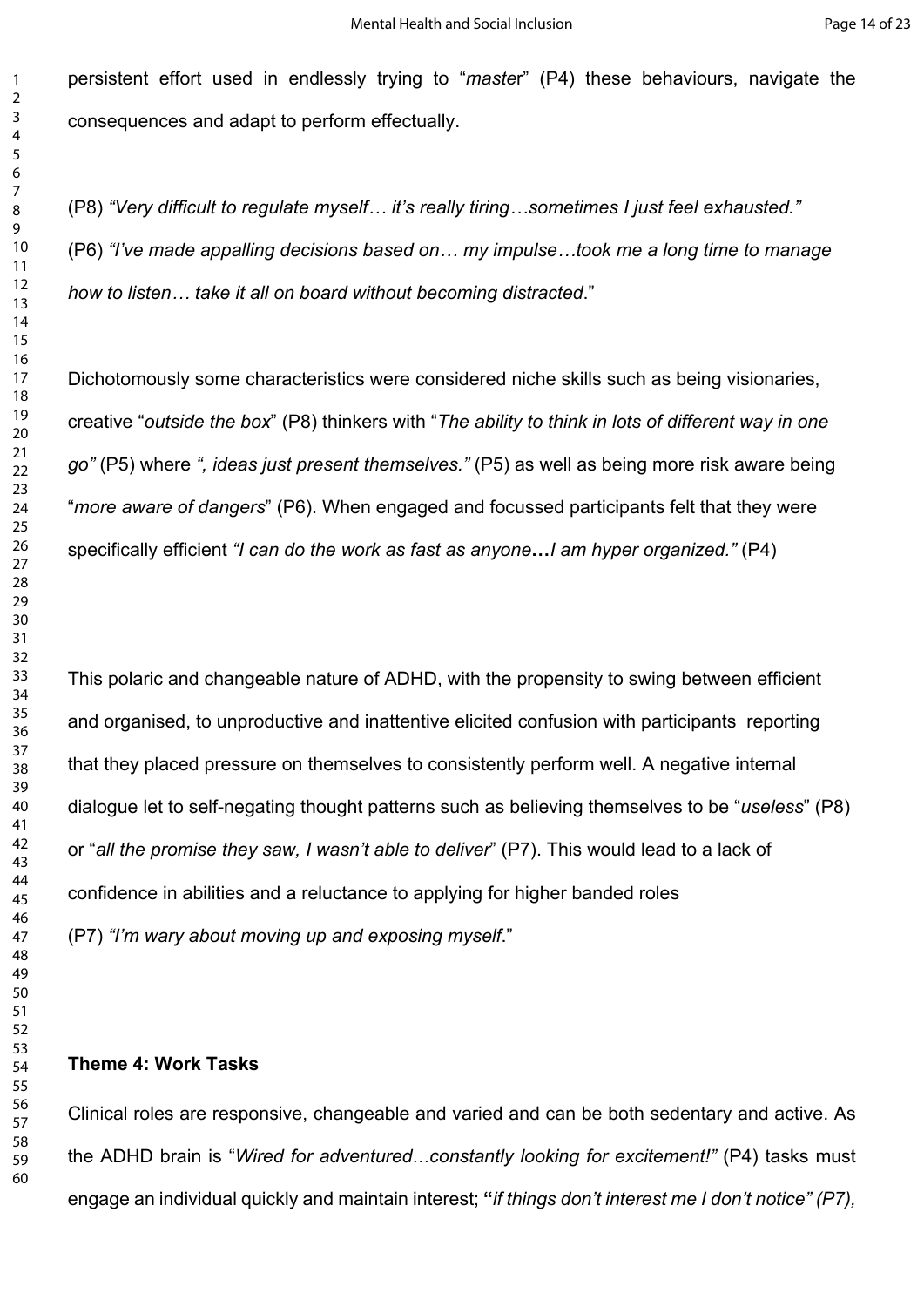persistent effort used in endlessly trying to "*maste*r" (P4) these behaviours, navigate the consequences and adapt to perform effectually.

(P8) *"Very difficult to regulate myself… it's really tiring…sometimes I just feel exhausted."*
(P6) *"I've made appalling decisions based on… my impulse…took me a long time to manage how to listen… take it all on board without becoming distracted*."

Dichotomously some characteristics were considered niche skills such as being visionaries, creative "*outside the box*" (P8) thinkers with "*The ability to think in lots of different way in one go"* (P5) where *", ideas just present themselves."* (P5) as well as being more risk aware being "*more aware of dangers*" (P6). When engaged and focussed participants felt that they were specifically efficient *"I can do the work as fast as anyone***…***I am hyper organized."* (P4)

This polaric and changeable nature of ADHD, with the propensity to swing between efficient and organised, to unproductive and inattentive elicited confusion with participants reporting that they placed pressure on themselves to consistently perform well. A negative internal dialogue let to self-negating thought patterns such as believing themselves to be "*useless*" (P8) or "*all the promise they saw, I wasn't able to deliver*" (P7). This would lead to a lack of confidence in abilities and a reluctance to applying for higher banded roles
(P7) *"I'm wary about moving up and exposing myself*."

**Theme 4: Work Tasks**

Clinical roles are responsive, changeable and varied and can be both sedentary and active. As the ADHD brain is "*Wired for adventured…constantly looking for excitement!"* (P4) tasks must engage an individual quickly and maintain interest; **"***if things don't interest me I don't notice" (P7),*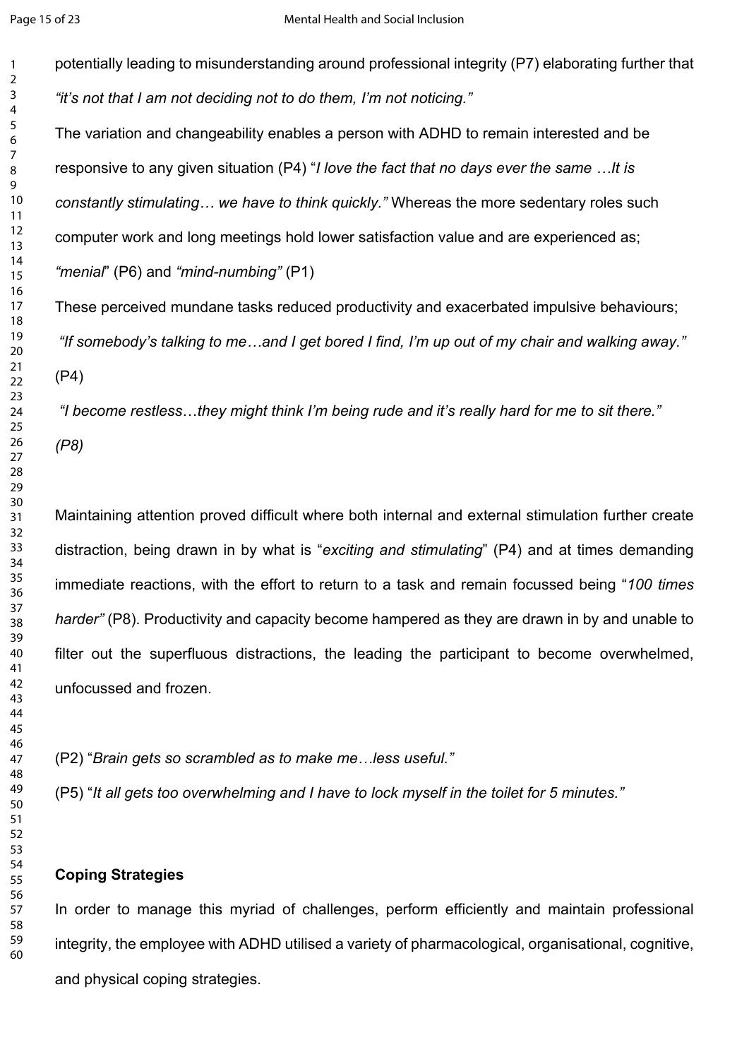potentially leading to misunderstanding around professional integrity (P7) elaborating further that *"it's not that I am not deciding not to do them, I'm not noticing."*

The variation and changeability enables a person with ADHD to remain interested and be responsive to any given situation (P4) "*I love the fact that no days ever the same …It is constantly stimulating… we have to think quickly."* Whereas the more sedentary roles such computer work and long meetings hold lower satisfaction value and are experienced as; *"menial*" (P6) and *"mind-numbing"* (P1)

These perceived mundane tasks reduced productivity and exacerbated impulsive behaviours; *"If somebody's talking to me…and I get bored I find, I'm up out of my chair and walking away."* (P4)

*"I become restless…they might think I'm being rude and it's really hard for me to sit there." (P8)*

Maintaining attention proved difficult where both internal and external stimulation further create distraction, being drawn in by what is "*exciting and stimulating*" (P4) and at times demanding immediate reactions, with the effort to return to a task and remain focussed being "*100 times harder"* (P8). Productivity and capacity become hampered as they are drawn in by and unable to filter out the superfluous distractions, the leading the participant to become overwhelmed, unfocussed and frozen.

(P2) "*Brain gets so scrambled as to make me…less useful."*

(P5) "*It all gets too overwhelming and I have to lock myself in the toilet for 5 minutes."*

**Coping Strategies**

In order to manage this myriad of challenges, perform efficiently and maintain professional integrity, the employee with ADHD utilised a variety of pharmacological, organisational, cognitive, and physical coping strategies.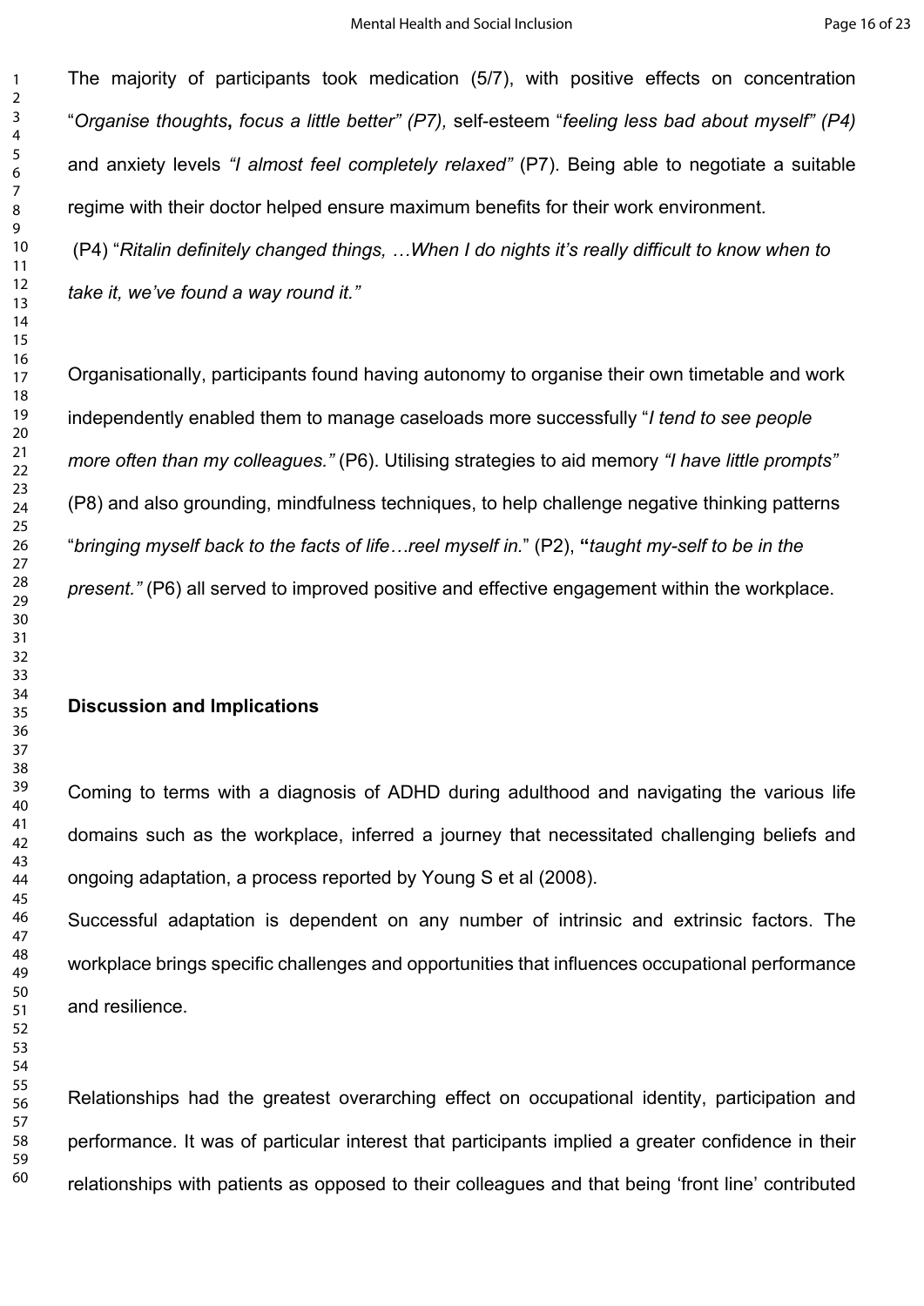The majority of participants took medication (5/7), with positive effects on concentration "*Organise thoughts***,** *focus a little better" (P7),* self-esteem "*feeling less bad about myself" (P4)* and anxiety levels *"I almost feel completely relaxed"* (P7). Being able to negotiate a suitable regime with their doctor helped ensure maximum benefits for their work environment.

(P4) "*Ritalin definitely changed things, …When I do nights it's really difficult to know when to take it, we've found a way round it."*

Organisationally, participants found having autonomy to organise their own timetable and work independently enabled them to manage caseloads more successfully "*I tend to see people more often than my colleagues."* (P6). Utilising strategies to aid memory *"I have little prompts"* (P8) and also grounding, mindfulness techniques, to help challenge negative thinking patterns "*bringing myself back to the facts of life…reel myself in.*" (P2), **"***taught my-self to be in the present."* (P6) all served to improved positive and effective engagement within the workplace.

**Discussion and Implications**

Coming to terms with a diagnosis of ADHD during adulthood and navigating the various life domains such as the workplace, inferred a journey that necessitated challenging beliefs and ongoing adaptation, a process reported by Young S et al (2008).

Successful adaptation is dependent on any number of intrinsic and extrinsic factors. The workplace brings specific challenges and opportunities that influences occupational performance and resilience.

Relationships had the greatest overarching effect on occupational identity, participation and performance. It was of particular interest that participants implied a greater confidence in their relationships with patients as opposed to their colleagues and that being 'front line' contributed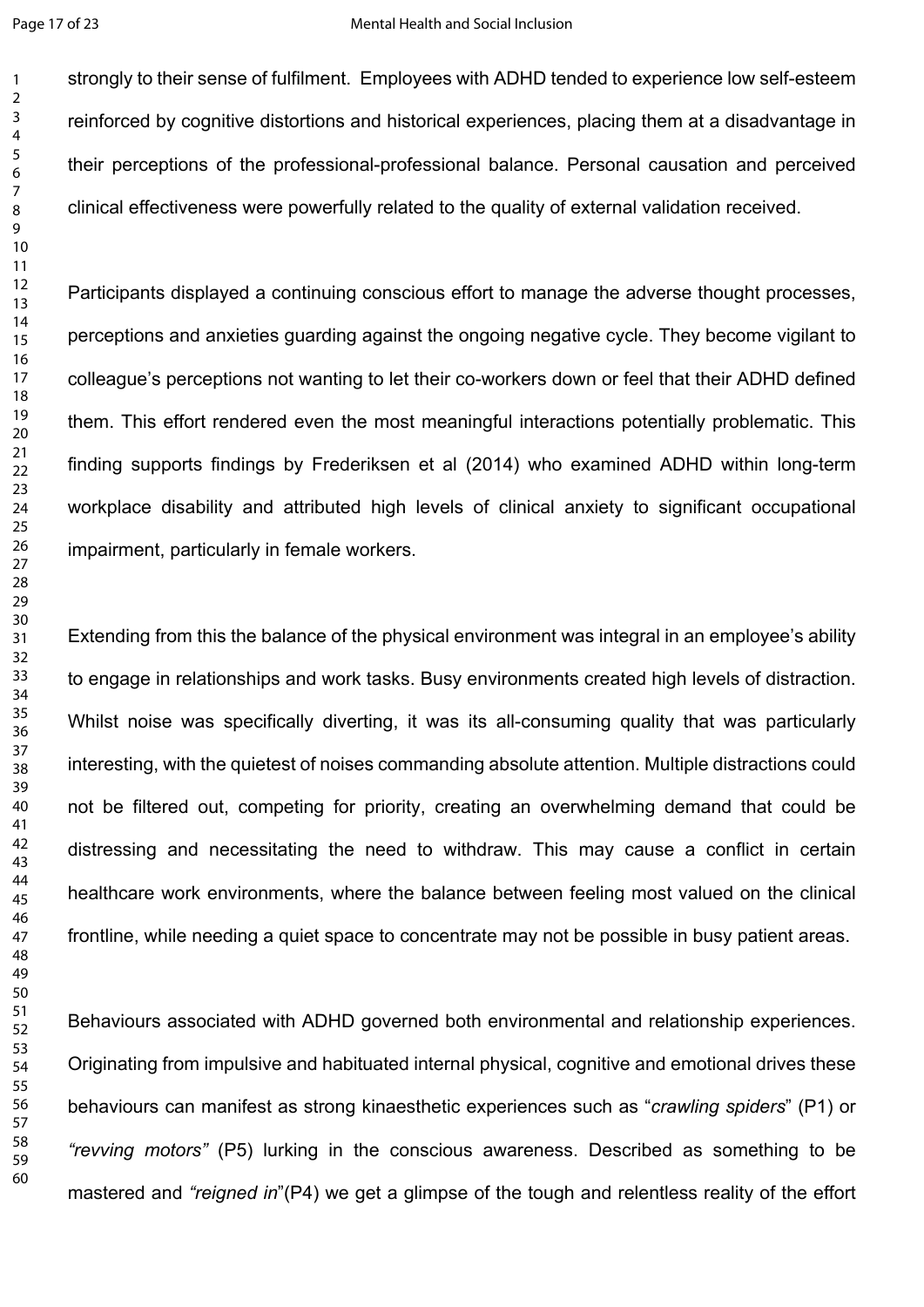strongly to their sense of fulfilment. Employees with ADHD tended to experience low self-esteem reinforced by cognitive distortions and historical experiences, placing them at a disadvantage in their perceptions of the professional-professional balance. Personal causation and perceived clinical effectiveness were powerfully related to the quality of external validation received.

Participants displayed a continuing conscious effort to manage the adverse thought processes, perceptions and anxieties guarding against the ongoing negative cycle. They become vigilant to colleague's perceptions not wanting to let their co-workers down or feel that their ADHD defined them. This effort rendered even the most meaningful interactions potentially problematic. This finding supports findings by Frederiksen et al (2014) who examined ADHD within long-term workplace disability and attributed high levels of clinical anxiety to significant occupational impairment, particularly in female workers.

Extending from this the balance of the physical environment was integral in an employee's ability to engage in relationships and work tasks. Busy environments created high levels of distraction. Whilst noise was specifically diverting, it was its all-consuming quality that was particularly interesting, with the quietest of noises commanding absolute attention. Multiple distractions could not be filtered out, competing for priority, creating an overwhelming demand that could be distressing and necessitating the need to withdraw. This may cause a conflict in certain healthcare work environments, where the balance between feeling most valued on the clinical frontline, while needing a quiet space to concentrate may not be possible in busy patient areas.

Behaviours associated with ADHD governed both environmental and relationship experiences. Originating from impulsive and habituated internal physical, cognitive and emotional drives these behaviours can manifest as strong kinaesthetic experiences such as "*crawling spiders*" (P1) or *"revving motors"* (P5) lurking in the conscious awareness. Described as something to be mastered and *"reigned in*"(P4) we get a glimpse of the tough and relentless reality of the effort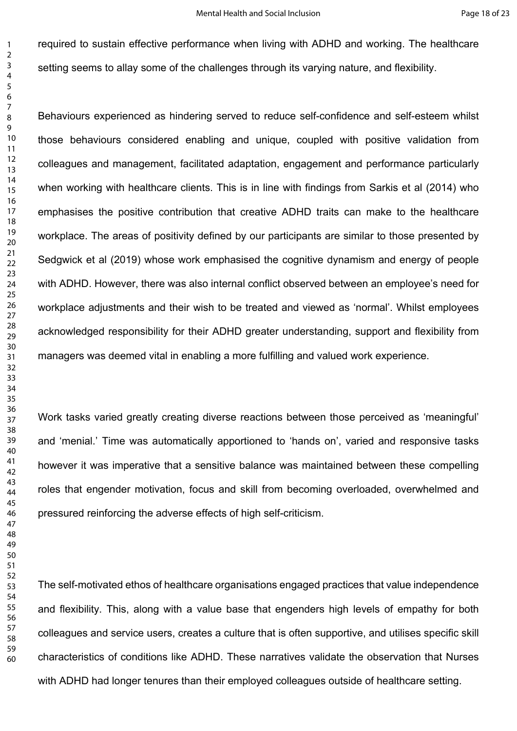required to sustain effective performance when living with ADHD and working. The healthcare setting seems to allay some of the challenges through its varying nature, and flexibility.

Behaviours experienced as hindering served to reduce self-confidence and self-esteem whilst those behaviours considered enabling and unique, coupled with positive validation from colleagues and management, facilitated adaptation, engagement and performance particularly when working with healthcare clients. This is in line with findings from Sarkis et al (2014) who emphasises the positive contribution that creative ADHD traits can make to the healthcare workplace. The areas of positivity defined by our participants are similar to those presented by Sedgwick et al (2019) whose work emphasised the cognitive dynamism and energy of people with ADHD. However, there was also internal conflict observed between an employee's need for workplace adjustments and their wish to be treated and viewed as 'normal'. Whilst employees acknowledged responsibility for their ADHD greater understanding, support and flexibility from managers was deemed vital in enabling a more fulfilling and valued work experience.

Work tasks varied greatly creating diverse reactions between those perceived as 'meaningful' and 'menial.' Time was automatically apportioned to 'hands on', varied and responsive tasks however it was imperative that a sensitive balance was maintained between these compelling roles that engender motivation, focus and skill from becoming overloaded, overwhelmed and pressured reinforcing the adverse effects of high self-criticism.

The self-motivated ethos of healthcare organisations engaged practices that value independence and flexibility. This, along with a value base that engenders high levels of empathy for both colleagues and service users, creates a culture that is often supportive, and utilises specific skill characteristics of conditions like ADHD. These narratives validate the observation that Nurses with ADHD had longer tenures than their employed colleagues outside of healthcare setting.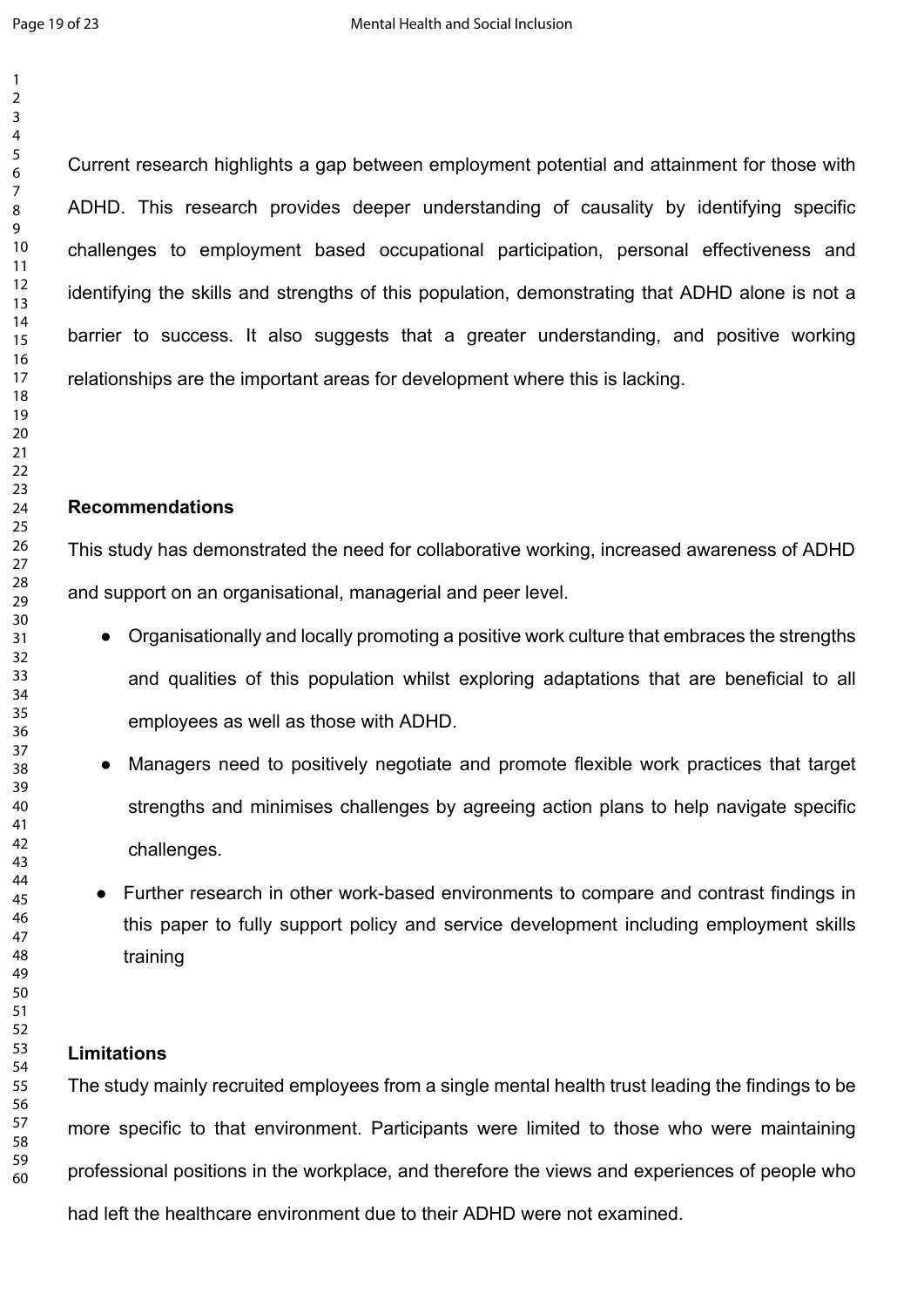Current research highlights a gap between employment potential and attainment for those with ADHD. This research provides deeper understanding of causality by identifying specific challenges to employment based occupational participation, personal effectiveness and identifying the skills and strengths of this population, demonstrating that ADHD alone is not a barrier to success. It also suggests that a greater understanding, and positive working relationships are the important areas for development where this is lacking.

## Recommendations

This study has demonstrated the need for collaborative working, increased awareness of ADHD and support on an organisational, managerial and peer level.

- Organisationally and locally promoting a positive work culture that embraces the strengths and qualities of this population whilst exploring adaptations that are beneficial to all employees as well as those with ADHD.
- Managers need to positively negotiate and promote flexible work practices that target strengths and minimises challenges by agreeing action plans to help navigate specific challenges.
- Further research in other work-based environments to compare and contrast findings in this paper to fully support policy and service development including employment skills training

## Limitations

The study mainly recruited employees from a single mental health trust leading the findings to be more specific to that environment. Participants were limited to those who were maintaining professional positions in the workplace, and therefore the views and experiences of people who had left the healthcare environment due to their ADHD were not examined.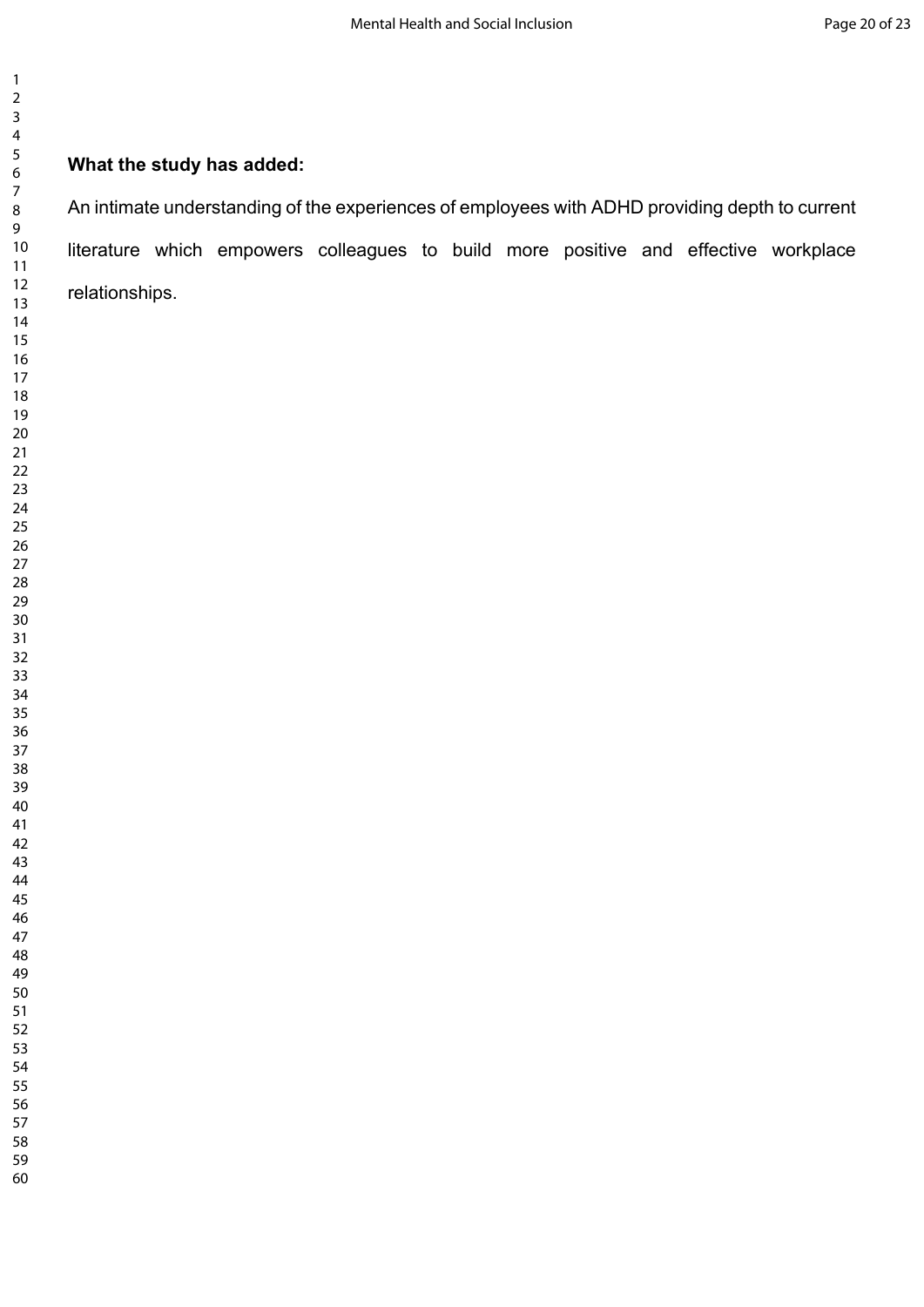**What the study has added:**

An intimate understanding of the experiences of employees with ADHD providing depth to current literature which empowers colleagues to build more positive and effective workplace relationships.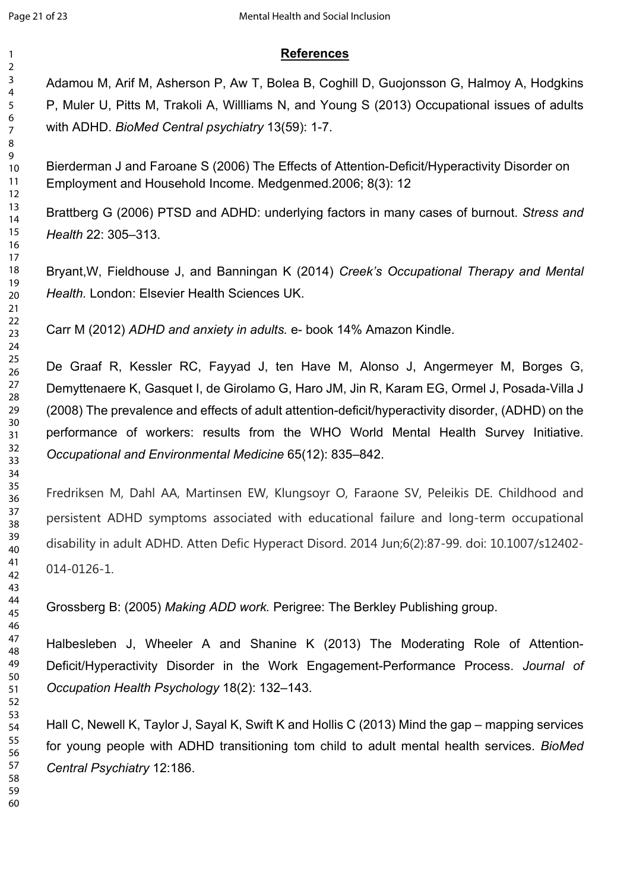## References

Adamou M, Arif M, Asherson P, Aw T, Bolea B, Coghill D, Guojonsson G, Halmoy A, Hodgkins P, Muler U, Pitts M, Trakoli A, Willliams N, and Young S (2013) Occupational issues of adults with ADHD. *BioMed Central psychiatry* 13(59): 1-7.

Bierderman J and Faroane S (2006) The Effects of Attention-Deficit/Hyperactivity Disorder on Employment and Household Income. Medgenmed.2006; 8(3): 12

Brattberg G (2006) PTSD and ADHD: underlying factors in many cases of burnout. *Stress and Health* 22: 305–313.

Bryant,W, Fieldhouse J, and Banningan K (2014) *Creek's Occupational Therapy and Mental Health.* London: Elsevier Health Sciences UK.

Carr M (2012) *ADHD and anxiety in adults.* e- book 14% Amazon Kindle.

De Graaf R, Kessler RC, Fayyad J, ten Have M, Alonso J, Angermeyer M, Borges G, Demyttenaere K, Gasquet I, de Girolamo G, Haro JM, Jin R, Karam EG, Ormel J, Posada-Villa J (2008) The prevalence and effects of adult attention-deficit/hyperactivity disorder, (ADHD) on the performance of workers: results from the WHO World Mental Health Survey Initiative. *Occupational and Environmental Medicine* 65(12): 835–842.

Fredriksen M, Dahl AA, Martinsen EW, Klungsoyr O, Faraone SV, Peleikis DE. Childhood and persistent ADHD symptoms associated with educational failure and long-term occupational disability in adult ADHD. Atten Defic Hyperact Disord. 2014 Jun;6(2):87-99. doi: 10.1007/s12402-014-0126-1.

Grossberg B: (2005) *Making ADD work.* Perigree: The Berkley Publishing group.

Halbesleben J, Wheeler A and Shanine K (2013) The Moderating Role of Attention-Deficit/Hyperactivity Disorder in the Work Engagement-Performance Process. *Journal of Occupation Health Psychology* 18(2): 132–143.

Hall C, Newell K, Taylor J, Sayal K, Swift K and Hollis C (2013) Mind the gap – mapping services for young people with ADHD transitioning tom child to adult mental health services. *BioMed Central Psychiatry* 12:186.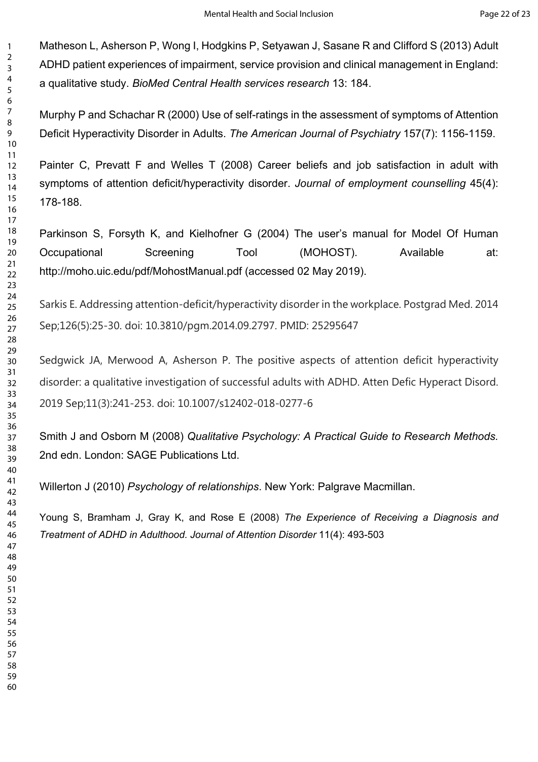Matheson L, Asherson P, Wong I, Hodgkins P, Setyawan J, Sasane R and Clifford S (2013) Adult ADHD patient experiences of impairment, service provision and clinical management in England: a qualitative study. *BioMed Central Health services research* 13: 184.

Murphy P and Schachar R (2000) Use of self-ratings in the assessment of symptoms of Attention Deficit Hyperactivity Disorder in Adults. *The American Journal of Psychiatry* 157(7): 1156-1159.

Painter C, Prevatt F and Welles T (2008) Career beliefs and job satisfaction in adult with symptoms of attention deficit/hyperactivity disorder. *Journal of employment counselling* 45(4): 178-188.

Parkinson S, Forsyth K, and Kielhofner G (2004) The user's manual for Model Of Human Occupational Screening Tool (MOHOST). Available at: http://moho.uic.edu/pdf/MohostManual.pdf (accessed 02 May 2019).

Sarkis E. Addressing attention-deficit/hyperactivity disorder in the workplace. Postgrad Med. 2014 Sep;126(5):25-30. doi: 10.3810/pgm.2014.09.2797. PMID: 25295647

Sedgwick JA, Merwood A, Asherson P. The positive aspects of attention deficit hyperactivity disorder: a qualitative investigation of successful adults with ADHD. Atten Defic Hyperact Disord. 2019 Sep;11(3):241-253. doi: 10.1007/s12402-018-0277-6

Smith J and Osborn M (2008) *Qualitative Psychology: A Practical Guide to Research Methods.* 2nd edn. London: SAGE Publications Ltd.

Willerton J (2010) *Psychology of relationships*. New York: Palgrave Macmillan.

Young S, Bramham J, Gray K, and Rose E (2008) *The Experience of Receiving a Diagnosis and Treatment of ADHD in Adulthood. Journal of Attention Disorder* 11(4): 493-503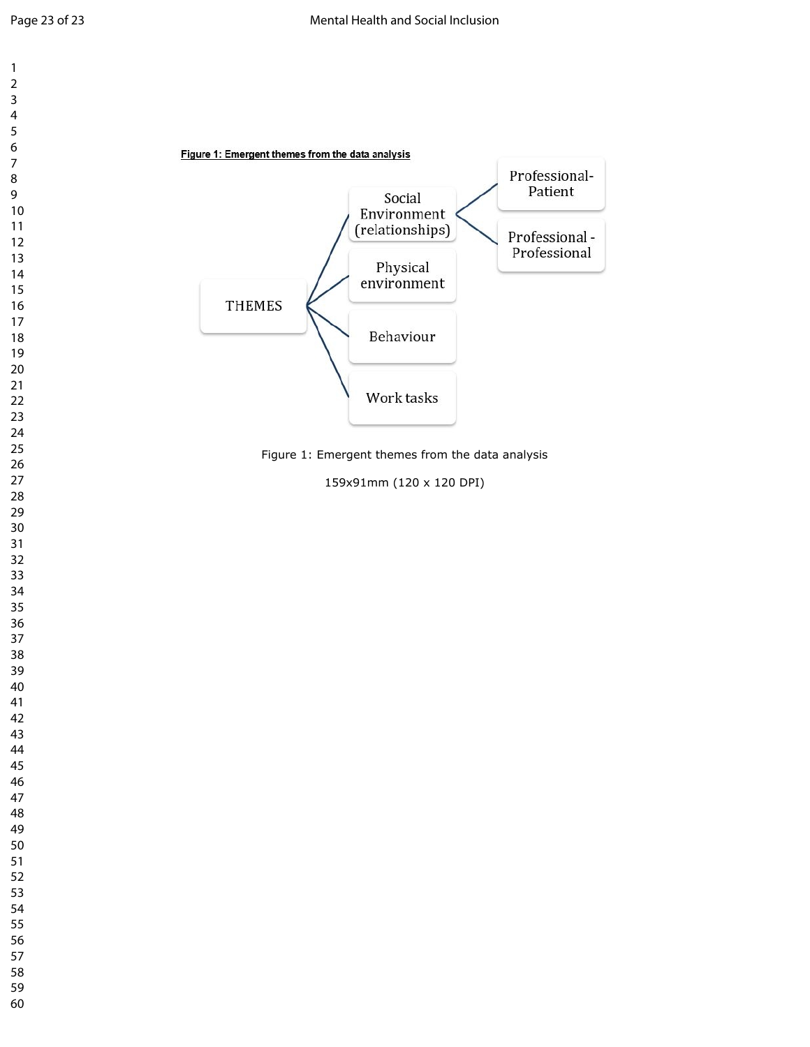Figure 1: Emergent themes from the data analysis

THEMES

Social Environment (relationships)

Professional-Patient

Professional - Professional

Physical environment

Behaviour

Work tasks

Figure 1: Emergent themes from the data analysis

159x91mm (120 x 120 DPI)